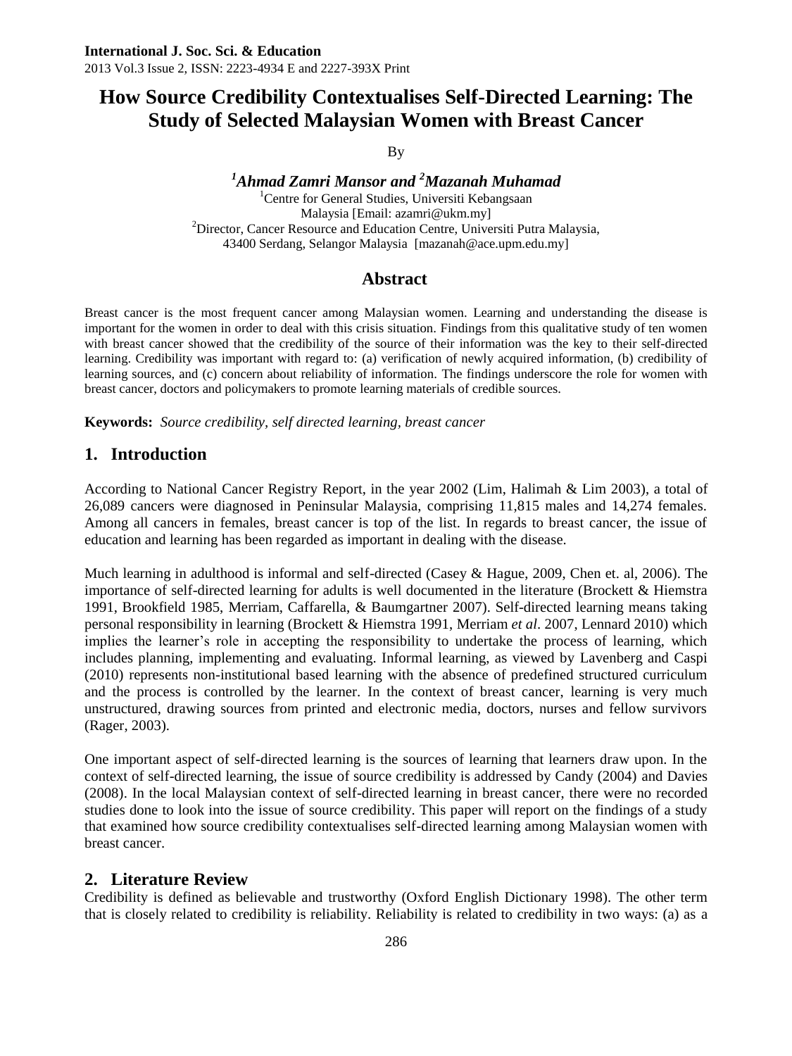# How Source Credibility Contextualises Self-Directed Learning: The Study of Selected Malaysian Women with Breast Cancer

By

***[1]Ahmad Zamri Mansor and [2]Mazanah Muhamad***

[1]Centre for General Studies, Universiti Kebangsaan Malaysia [Email: azamri@ukm.my]

[2]Director, Cancer Resource and Education Centre, Universiti Putra Malaysia, 43400 Serdang, Selangor Malaysia [mazanah@ace.upm.edu.my]

## Abstract

Breast cancer is the most frequent cancer among Malaysian women. Learning and understanding the disease is important for the women in order to deal with this crisis situation. Findings from this qualitative study of ten women with breast cancer showed that the credibility of the source of their information was the key to their self-directed learning. Credibility was important with regard to: (a) verification of newly acquired information, (b) credibility of learning sources, and (c) concern about reliability of information. The findings underscore the role for women with breast cancer, doctors and policymakers to promote learning materials of credible sources.

**Keywords:** *Source credibility, self directed learning, breast cancer*

## 1. Introduction

According to National Cancer Registry Report, in the year 2002 (Lim, Halimah & Lim 2003), a total of 26,089 cancers were diagnosed in Peninsular Malaysia, comprising 11,815 males and 14,274 females. Among all cancers in females, breast cancer is top of the list. In regards to breast cancer, the issue of education and learning has been regarded as important in dealing with the disease.

Much learning in adulthood is informal and self-directed (Casey & Hague, 2009, Chen et. al, 2006). The importance of self-directed learning for adults is well documented in the literature (Brockett & Hiemstra 1991, Brookfield 1985, Merriam, Caffarella, & Baumgartner 2007). Self-directed learning means taking personal responsibility in learning (Brockett & Hiemstra 1991, Merriam *et al*. 2007, Lennard 2010) which implies the learner's role in accepting the responsibility to undertake the process of learning, which includes planning, implementing and evaluating. Informal learning, as viewed by Lavenberg and Caspi (2010) represents non-institutional based learning with the absence of predefined structured curriculum and the process is controlled by the learner. In the context of breast cancer, learning is very much unstructured, drawing sources from printed and electronic media, doctors, nurses and fellow survivors (Rager, 2003).

One important aspect of self-directed learning is the sources of learning that learners draw upon. In the context of self-directed learning, the issue of source credibility is addressed by Candy (2004) and Davies (2008). In the local Malaysian context of self-directed learning in breast cancer, there were no recorded studies done to look into the issue of source credibility. This paper will report on the findings of a study that examined how source credibility contextualises self-directed learning among Malaysian women with breast cancer.

## 2. Literature Review

Credibility is defined as believable and trustworthy (Oxford English Dictionary 1998). The other term that is closely related to credibility is reliability. Reliability is related to credibility in two ways: (a) as a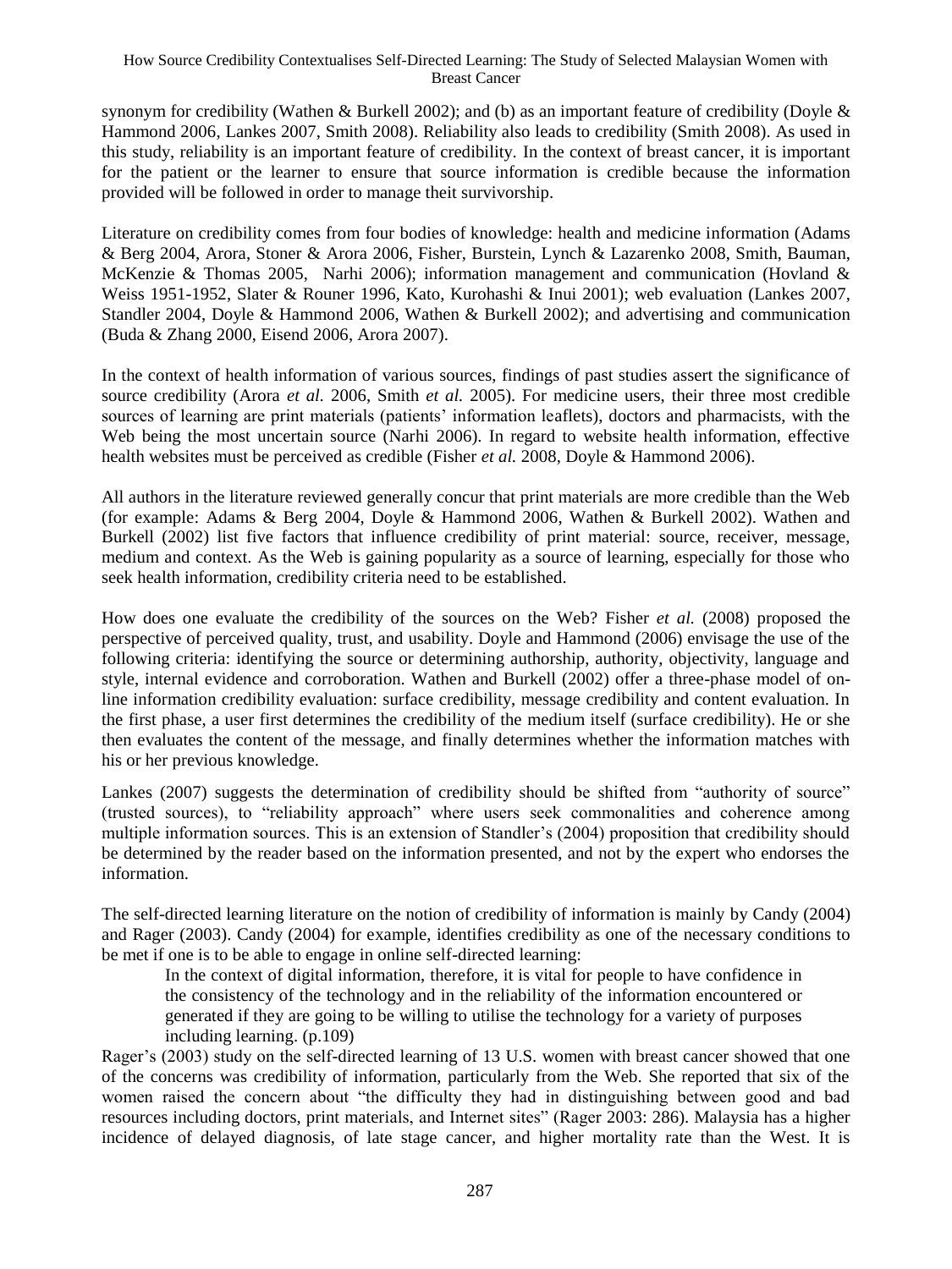synonym for credibility (Wathen & Burkell 2002); and (b) as an important feature of credibility (Doyle & Hammond 2006, Lankes 2007, Smith 2008). Reliability also leads to credibility (Smith 2008). As used in this study, reliability is an important feature of credibility. In the context of breast cancer, it is important for the patient or the learner to ensure that source information is credible because the information provided will be followed in order to manage theit survivorship.

Literature on credibility comes from four bodies of knowledge: health and medicine information (Adams & Berg 2004, Arora, Stoner & Arora 2006, Fisher, Burstein, Lynch & Lazarenko 2008, Smith, Bauman, McKenzie & Thomas 2005, Narhi 2006); information management and communication (Hovland & Weiss 1951-1952, Slater & Rouner 1996, Kato, Kurohashi & Inui 2001); web evaluation (Lankes 2007, Standler 2004, Doyle & Hammond 2006, Wathen & Burkell 2002); and advertising and communication (Buda & Zhang 2000, Eisend 2006, Arora 2007).

In the context of health information of various sources, findings of past studies assert the significance of source credibility (Arora *et al.* 2006, Smith *et al.* 2005). For medicine users, their three most credible sources of learning are print materials (patients' information leaflets), doctors and pharmacists, with the Web being the most uncertain source (Narhi 2006). In regard to website health information, effective health websites must be perceived as credible (Fisher *et al.* 2008, Doyle & Hammond 2006).

All authors in the literature reviewed generally concur that print materials are more credible than the Web (for example: Adams & Berg 2004, Doyle & Hammond 2006, Wathen & Burkell 2002). Wathen and Burkell (2002) list five factors that influence credibility of print material: source, receiver, message, medium and context. As the Web is gaining popularity as a source of learning, especially for those who seek health information, credibility criteria need to be established.

How does one evaluate the credibility of the sources on the Web? Fisher *et al.* (2008) proposed the perspective of perceived quality, trust, and usability. Doyle and Hammond (2006) envisage the use of the following criteria: identifying the source or determining authorship, authority, objectivity, language and style, internal evidence and corroboration. Wathen and Burkell (2002) offer a three-phase model of on-line information credibility evaluation: surface credibility, message credibility and content evaluation. In the first phase, a user first determines the credibility of the medium itself (surface credibility). He or she then evaluates the content of the message, and finally determines whether the information matches with his or her previous knowledge.

Lankes (2007) suggests the determination of credibility should be shifted from "authority of source" (trusted sources), to "reliability approach" where users seek commonalities and coherence among multiple information sources. This is an extension of Standler's (2004) proposition that credibility should be determined by the reader based on the information presented, and not by the expert who endorses the information.

The self-directed learning literature on the notion of credibility of information is mainly by Candy (2004) and Rager (2003). Candy (2004) for example, identifies credibility as one of the necessary conditions to be met if one is to be able to engage in online self-directed learning:

> In the context of digital information, therefore, it is vital for people to have confidence in the consistency of the technology and in the reliability of the information encountered or generated if they are going to be willing to utilise the technology for a variety of purposes including learning. (p.109)

Rager's (2003) study on the self-directed learning of 13 U.S. women with breast cancer showed that one of the concerns was credibility of information, particularly from the Web. She reported that six of the women raised the concern about "the difficulty they had in distinguishing between good and bad resources including doctors, print materials, and Internet sites" (Rager 2003: 286). Malaysia has a higher incidence of delayed diagnosis, of late stage cancer, and higher mortality rate than the West. It is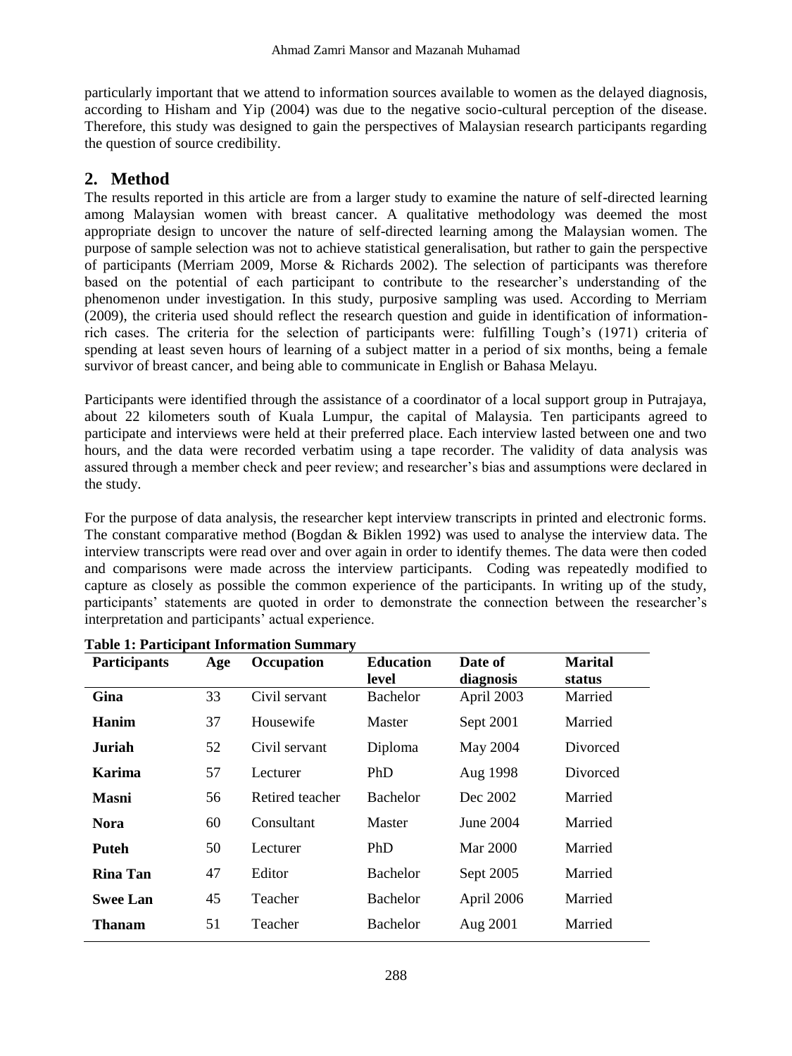particularly important that we attend to information sources available to women as the delayed diagnosis, according to Hisham and Yip (2004) was due to the negative socio-cultural perception of the disease. Therefore, this study was designed to gain the perspectives of Malaysian research participants regarding the question of source credibility.

## 2. Method

The results reported in this article are from a larger study to examine the nature of self-directed learning among Malaysian women with breast cancer. A qualitative methodology was deemed the most appropriate design to uncover the nature of self-directed learning among the Malaysian women. The purpose of sample selection was not to achieve statistical generalisation, but rather to gain the perspective of participants (Merriam 2009, Morse & Richards 2002). The selection of participants was therefore based on the potential of each participant to contribute to the researcher's understanding of the phenomenon under investigation. In this study, purposive sampling was used. According to Merriam (2009), the criteria used should reflect the research question and guide in identification of information-rich cases. The criteria for the selection of participants were: fulfilling Tough's (1971) criteria of spending at least seven hours of learning of a subject matter in a period of six months, being a female survivor of breast cancer, and being able to communicate in English or Bahasa Melayu.

Participants were identified through the assistance of a coordinator of a local support group in Putrajaya, about 22 kilometers south of Kuala Lumpur, the capital of Malaysia. Ten participants agreed to participate and interviews were held at their preferred place. Each interview lasted between one and two hours, and the data were recorded verbatim using a tape recorder. The validity of data analysis was assured through a member check and peer review; and researcher's bias and assumptions were declared in the study.

For the purpose of data analysis, the researcher kept interview transcripts in printed and electronic forms. The constant comparative method (Bogdan & Biklen 1992) was used to analyse the interview data. The interview transcripts were read over and over again in order to identify themes. The data were then coded and comparisons were made across the interview participants. Coding was repeatedly modified to capture as closely as possible the common experience of the participants. In writing up of the study, participants' statements are quoted in order to demonstrate the connection between the researcher's interpretation and participants' actual experience.

**Table 1: Participant Information Summary**

| Participants | Age | Occupation | Education level | Date of diagnosis | Marital status |
|---|---|---|---|---|---|
| **Gina** | 33 | Civil servant | Bachelor | April 2003 | Married |
| **Hanim** | 37 | Housewife | Master | Sept 2001 | Married |
| **Juriah** | 52 | Civil servant | Diploma | May 2004 | Divorced |
| **Karima** | 57 | Lecturer | PhD | Aug 1998 | Divorced |
| **Masni** | 56 | Retired teacher | Bachelor | Dec 2002 | Married |
| **Nora** | 60 | Consultant | Master | June 2004 | Married |
| **Puteh** | 50 | Lecturer | PhD | Mar 2000 | Married |
| **Rina Tan** | 47 | Editor | Bachelor | Sept 2005 | Married |
| **Swee Lan** | 45 | Teacher | Bachelor | April 2006 | Married |
| **Thanam** | 51 | Teacher | Bachelor | Aug 2001 | Married |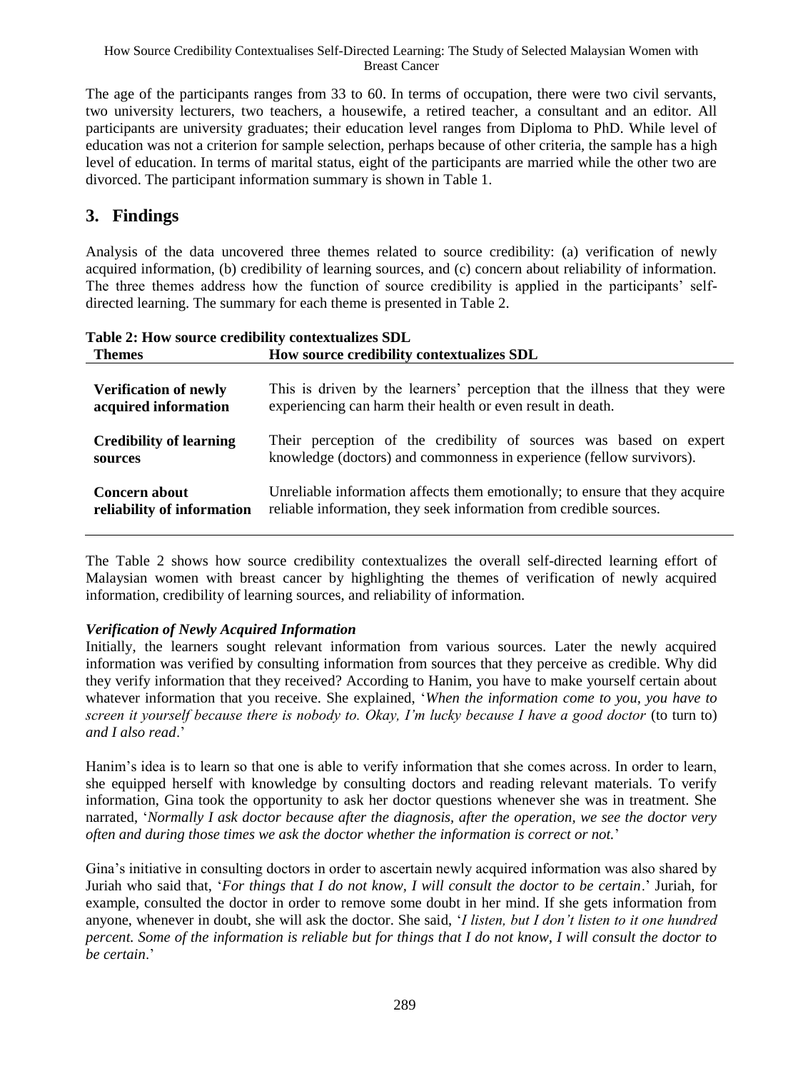The age of the participants ranges from 33 to 60. In terms of occupation, there were two civil servants, two university lecturers, two teachers, a housewife, a retired teacher, a consultant and an editor. All participants are university graduates; their education level ranges from Diploma to PhD. While level of education was not a criterion for sample selection, perhaps because of other criteria, the sample has a high level of education. In terms of marital status, eight of the participants are married while the other two are divorced. The participant information summary is shown in Table 1.

## 3. Findings

Analysis of the data uncovered three themes related to source credibility: (a) verification of newly acquired information, (b) credibility of learning sources, and (c) concern about reliability of information. The three themes address how the function of source credibility is applied in the participants' self-directed learning. The summary for each theme is presented in Table 2.

**Table 2: How source credibility contextualizes SDL**

| Themes | How source credibility contextualizes SDL |
|---|---|
| **Verification of newly acquired information** | This is driven by the learners' perception that the illness that they were experiencing can harm their health or even result in death. |
| **Credibility of learning sources** | Their perception of the credibility of sources was based on expert knowledge (doctors) and commonness in experience (fellow survivors). |
| **Concern about reliability of information** | Unreliable information affects them emotionally; to ensure that they acquire reliable information, they seek information from credible sources. |

The Table 2 shows how source credibility contextualizes the overall self-directed learning effort of Malaysian women with breast cancer by highlighting the themes of verification of newly acquired information, credibility of learning sources, and reliability of information.

### *Verification of Newly Acquired Information*

Initially, the learners sought relevant information from various sources. Later the newly acquired information was verified by consulting information from sources that they perceive as credible. Why did they verify information that they received? According to Hanim, you have to make yourself certain about whatever information that you receive. She explained, '*When the information come to you, you have to screen it yourself because there is nobody to. Okay, I'm lucky because I have a good doctor* (to turn to) *and I also read*.'

Hanim's idea is to learn so that one is able to verify information that she comes across. In order to learn, she equipped herself with knowledge by consulting doctors and reading relevant materials. To verify information, Gina took the opportunity to ask her doctor questions whenever she was in treatment. She narrated, '*Normally I ask doctor because after the diagnosis, after the operation, we see the doctor very often and during those times we ask the doctor whether the information is correct or not.*'

Gina's initiative in consulting doctors in order to ascertain newly acquired information was also shared by Juriah who said that, '*For things that I do not know, I will consult the doctor to be certain*.' Juriah, for example, consulted the doctor in order to remove some doubt in her mind. If she gets information from anyone, whenever in doubt, she will ask the doctor. She said, '*I listen, but I don't listen to it one hundred percent. Some of the information is reliable but for things that I do not know, I will consult the doctor to be certain*.'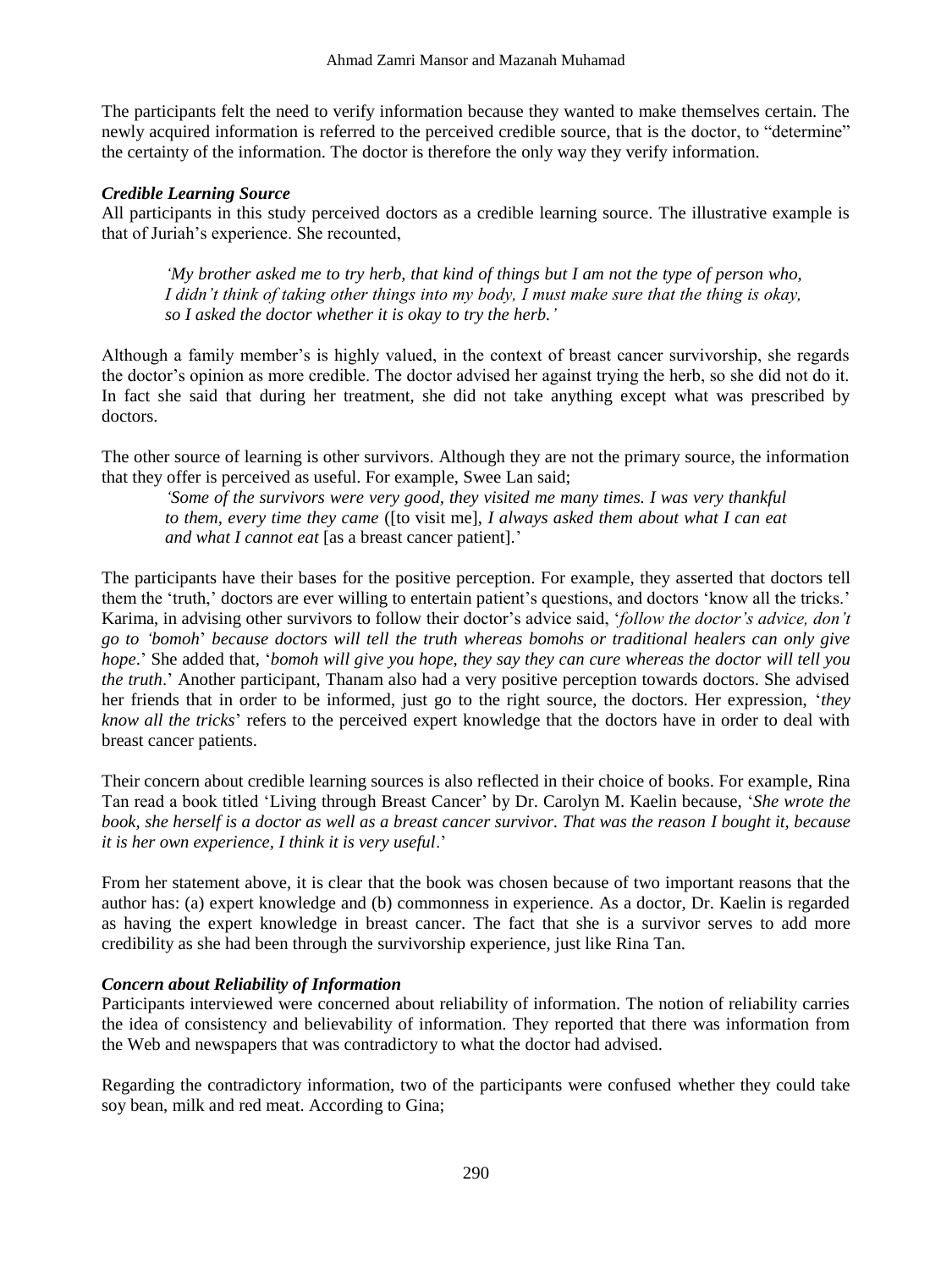The participants felt the need to verify information because they wanted to make themselves certain. The newly acquired information is referred to the perceived credible source, that is the doctor, to "determine" the certainty of the information. The doctor is therefore the only way they verify information.

***Credible Learning Source***

All participants in this study perceived doctors as a credible learning source. The illustrative example is that of Juriah's experience. She recounted,

> *'My brother asked me to try herb, that kind of things but I am not the type of person who, I didn't think of taking other things into my body, I must make sure that the thing is okay, so I asked the doctor whether it is okay to try the herb.'*

Although a family member's is highly valued, in the context of breast cancer survivorship, she regards the doctor's opinion as more credible. The doctor advised her against trying the herb, so she did not do it. In fact she said that during her treatment, she did not take anything except what was prescribed by doctors.

The other source of learning is other survivors. Although they are not the primary source, the information that they offer is perceived as useful. For example, Swee Lan said;

> *'Some of the survivors were very good, they visited me many times. I was very thankful to them, every time they came* ([to visit me], *I always asked them about what I can eat and what I cannot eat* [as a breast cancer patient].'

The participants have their bases for the positive perception. For example, they asserted that doctors tell them the 'truth,' doctors are ever willing to entertain patient's questions, and doctors 'know all the tricks.' Karima, in advising other survivors to follow their doctor's advice said, '*follow the doctor's advice, don't go to 'bomoh' because doctors will tell the truth whereas bomohs or traditional healers can only give hope*.' She added that, '*bomoh will give you hope, they say they can cure whereas the doctor will tell you the truth*.' Another participant, Thanam also had a very positive perception towards doctors. She advised her friends that in order to be informed, just go to the right source, the doctors. Her expression, '*they know all the tricks*' refers to the perceived expert knowledge that the doctors have in order to deal with breast cancer patients.

Their concern about credible learning sources is also reflected in their choice of books. For example, Rina Tan read a book titled 'Living through Breast Cancer' by Dr. Carolyn M. Kaelin because, '*She wrote the book, she herself is a doctor as well as a breast cancer survivor. That was the reason I bought it, because it is her own experience, I think it is very useful*.'

From her statement above, it is clear that the book was chosen because of two important reasons that the author has: (a) expert knowledge and (b) commonness in experience. As a doctor, Dr. Kaelin is regarded as having the expert knowledge in breast cancer. The fact that she is a survivor serves to add more credibility as she had been through the survivorship experience, just like Rina Tan.

***Concern about Reliability of Information***

Participants interviewed were concerned about reliability of information. The notion of reliability carries the idea of consistency and believability of information. They reported that there was information from the Web and newspapers that was contradictory to what the doctor had advised.

Regarding the contradictory information, two of the participants were confused whether they could take soy bean, milk and red meat. According to Gina;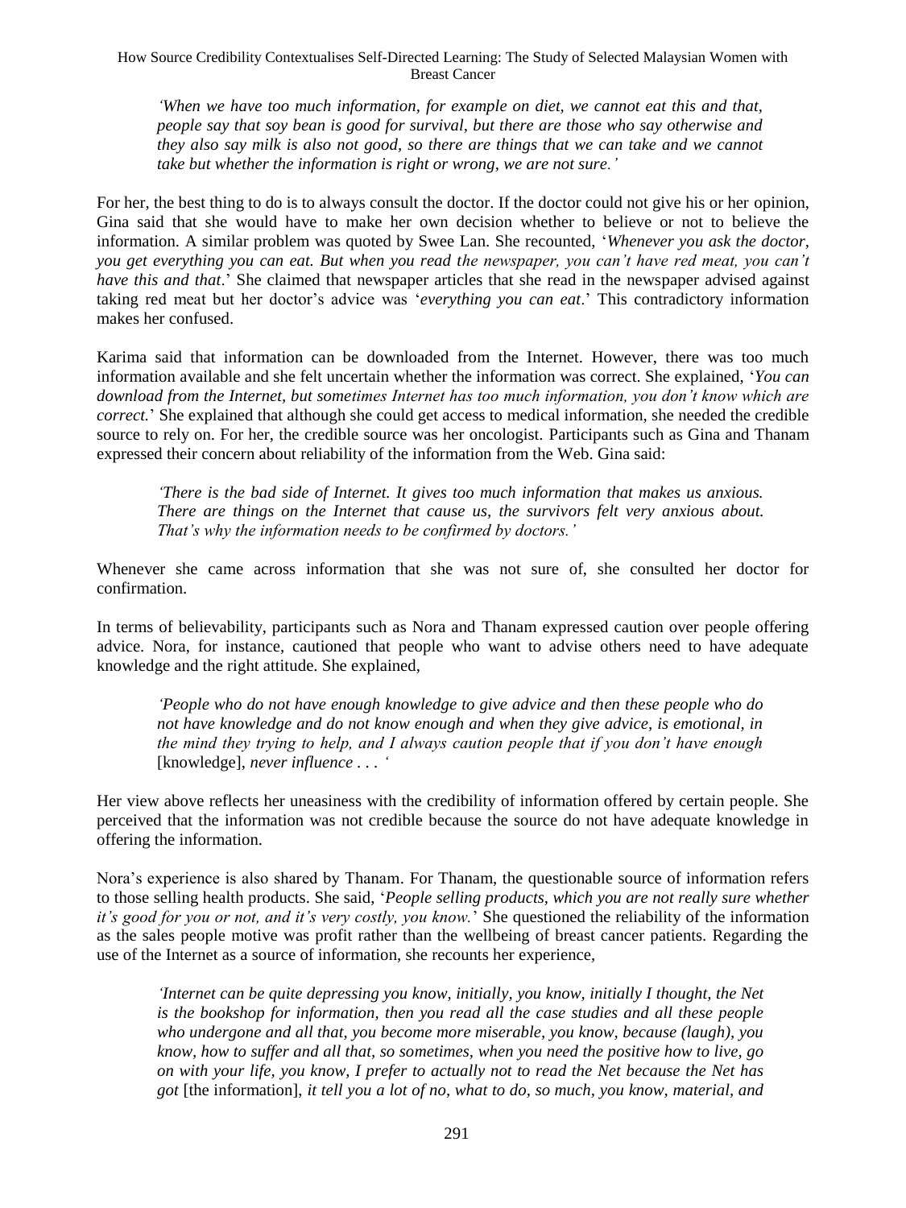> *'When we have too much information, for example on diet, we cannot eat this and that, people say that soy bean is good for survival, but there are those who say otherwise and they also say milk is also not good, so there are things that we can take and we cannot take but whether the information is right or wrong, we are not sure.'*

For her, the best thing to do is to always consult the doctor. If the doctor could not give his or her opinion, Gina said that she would have to make her own decision whether to believe or not to believe the information. A similar problem was quoted by Swee Lan. She recounted, '*Whenever you ask the doctor, you get everything you can eat. But when you read the newspaper, you can't have red meat, you can't have this and that*.' She claimed that newspaper articles that she read in the newspaper advised against taking red meat but her doctor's advice was '*everything you can eat*.' This contradictory information makes her confused.

Karima said that information can be downloaded from the Internet. However, there was too much information available and she felt uncertain whether the information was correct. She explained, '*You can download from the Internet, but sometimes Internet has too much information, you don't know which are correct.*' She explained that although she could get access to medical information, she needed the credible source to rely on. For her, the credible source was her oncologist. Participants such as Gina and Thanam expressed their concern about reliability of the information from the Web. Gina said:

> *'There is the bad side of Internet. It gives too much information that makes us anxious. There are things on the Internet that cause us, the survivors felt very anxious about. That's why the information needs to be confirmed by doctors.'*

Whenever she came across information that she was not sure of, she consulted her doctor for confirmation.

In terms of believability, participants such as Nora and Thanam expressed caution over people offering advice. Nora, for instance, cautioned that people who want to advise others need to have adequate knowledge and the right attitude. She explained,

> *'People who do not have enough knowledge to give advice and then these people who do not have knowledge and do not know enough and when they give advice, is emotional, in the mind they trying to help, and I always caution people that if you don't have enough* [knowledge], *never influence . . . '*

Her view above reflects her uneasiness with the credibility of information offered by certain people. She perceived that the information was not credible because the source do not have adequate knowledge in offering the information.

Nora's experience is also shared by Thanam. For Thanam, the questionable source of information refers to those selling health products. She said, '*People selling products, which you are not really sure whether it's good for you or not, and it's very costly, you know.*' She questioned the reliability of the information as the sales people motive was profit rather than the wellbeing of breast cancer patients. Regarding the use of the Internet as a source of information, she recounts her experience,

> *'Internet can be quite depressing you know, initially, you know, initially I thought, the Net is the bookshop for information, then you read all the case studies and all these people who undergone and all that, you become more miserable, you know, because (laugh), you know, how to suffer and all that, so sometimes, when you need the positive how to live, go on with your life, you know, I prefer to actually not to read the Net because the Net has got* [the information], *it tell you a lot of no, what to do, so much, you know, material, and*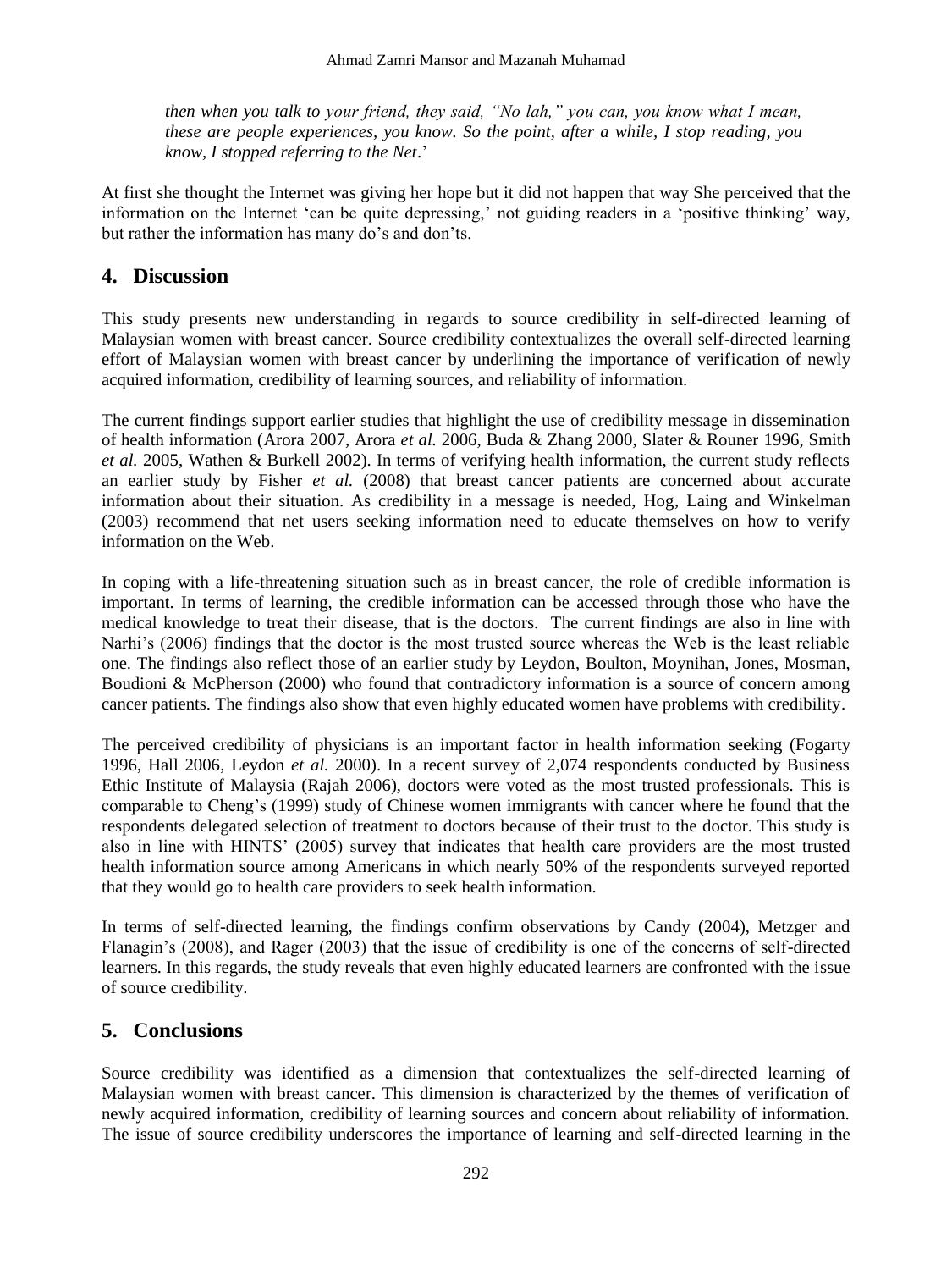*then when you talk to your friend, they said, "No lah," you can, you know what I mean, these are people experiences, you know. So the point, after a while, I stop reading, you know, I stopped referring to the Net*.'

At first she thought the Internet was giving her hope but it did not happen that way She perceived that the information on the Internet 'can be quite depressing,' not guiding readers in a 'positive thinking' way, but rather the information has many do's and don'ts.

## 4. Discussion

This study presents new understanding in regards to source credibility in self-directed learning of Malaysian women with breast cancer. Source credibility contextualizes the overall self-directed learning effort of Malaysian women with breast cancer by underlining the importance of verification of newly acquired information, credibility of learning sources, and reliability of information.

The current findings support earlier studies that highlight the use of credibility message in dissemination of health information (Arora 2007, Arora *et al.* 2006, Buda & Zhang 2000, Slater & Rouner 1996, Smith *et al.* 2005, Wathen & Burkell 2002). In terms of verifying health information, the current study reflects an earlier study by Fisher *et al.* (2008) that breast cancer patients are concerned about accurate information about their situation. As credibility in a message is needed, Hog, Laing and Winkelman (2003) recommend that net users seeking information need to educate themselves on how to verify information on the Web.

In coping with a life-threatening situation such as in breast cancer, the role of credible information is important. In terms of learning, the credible information can be accessed through those who have the medical knowledge to treat their disease, that is the doctors. The current findings are also in line with Narhi's (2006) findings that the doctor is the most trusted source whereas the Web is the least reliable one. The findings also reflect those of an earlier study by Leydon, Boulton, Moynihan, Jones, Mosman, Boudioni & McPherson (2000) who found that contradictory information is a source of concern among cancer patients. The findings also show that even highly educated women have problems with credibility.

The perceived credibility of physicians is an important factor in health information seeking (Fogarty 1996, Hall 2006, Leydon *et al.* 2000). In a recent survey of 2,074 respondents conducted by Business Ethic Institute of Malaysia (Rajah 2006), doctors were voted as the most trusted professionals. This is comparable to Cheng's (1999) study of Chinese women immigrants with cancer where he found that the respondents delegated selection of treatment to doctors because of their trust to the doctor. This study is also in line with HINTS' (2005) survey that indicates that health care providers are the most trusted health information source among Americans in which nearly 50% of the respondents surveyed reported that they would go to health care providers to seek health information.

In terms of self-directed learning, the findings confirm observations by Candy (2004), Metzger and Flanagin's (2008), and Rager (2003) that the issue of credibility is one of the concerns of self-directed learners. In this regards, the study reveals that even highly educated learners are confronted with the issue of source credibility.

## 5. Conclusions

Source credibility was identified as a dimension that contextualizes the self-directed learning of Malaysian women with breast cancer. This dimension is characterized by the themes of verification of newly acquired information, credibility of learning sources and concern about reliability of information. The issue of source credibility underscores the importance of learning and self-directed learning in the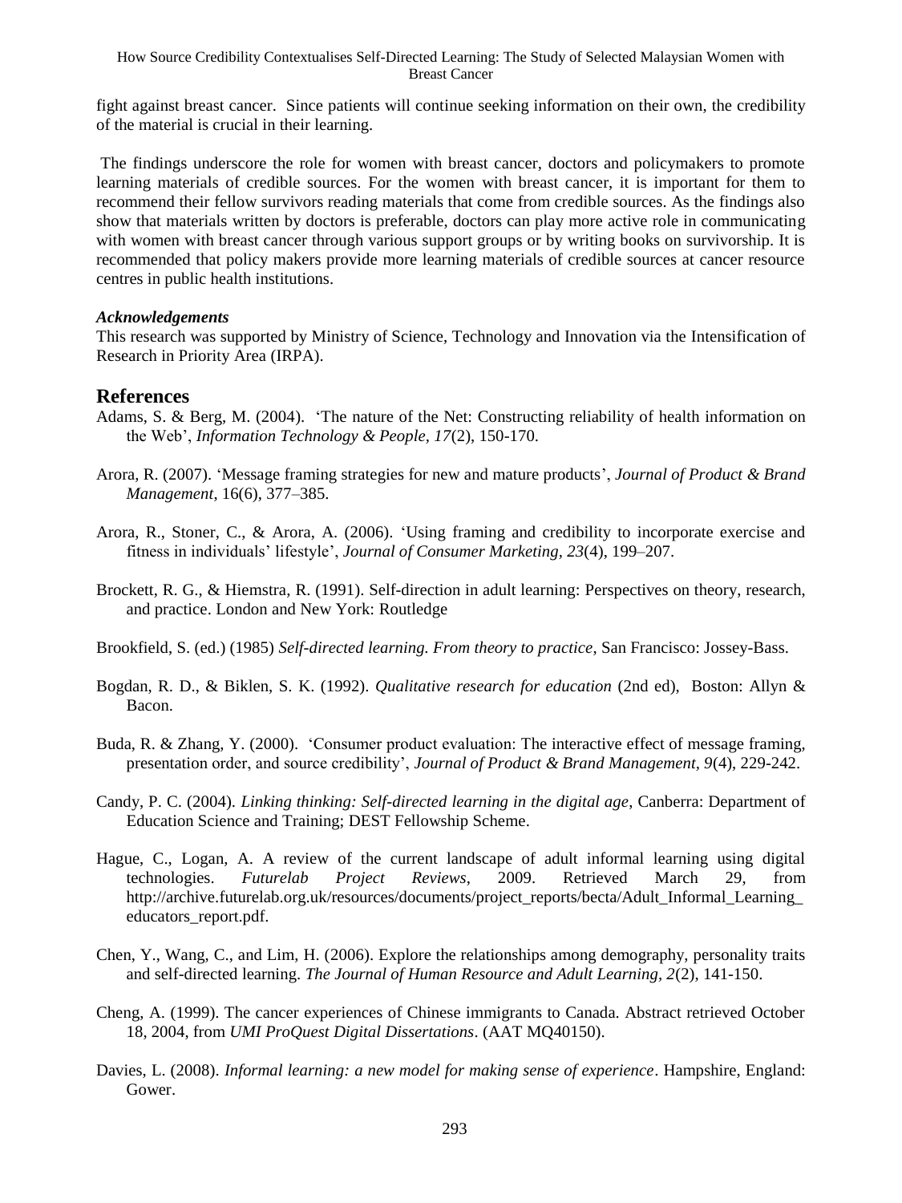fight against breast cancer. Since patients will continue seeking information on their own, the credibility of the material is crucial in their learning.

The findings underscore the role for women with breast cancer, doctors and policymakers to promote learning materials of credible sources. For the women with breast cancer, it is important for them to recommend their fellow survivors reading materials that come from credible sources. As the findings also show that materials written by doctors is preferable, doctors can play more active role in communicating with women with breast cancer through various support groups or by writing books on survivorship. It is recommended that policy makers provide more learning materials of credible sources at cancer resource centres in public health institutions.

***Acknowledgements***

This research was supported by Ministry of Science, Technology and Innovation via the Intensification of Research in Priority Area (IRPA).

## References

Adams, S. & Berg, M. (2004). 'The nature of the Net: Constructing reliability of health information on the Web', *Information Technology & People, 17*(2), 150-170.

Arora, R. (2007). 'Message framing strategies for new and mature products', *Journal of Product & Brand Management*, 16(6), 377–385.

Arora, R., Stoner, C., & Arora, A. (2006). 'Using framing and credibility to incorporate exercise and fitness in individuals' lifestyle', *Journal of Consumer Marketing, 23*(4), 199–207.

Brockett, R. G., & Hiemstra, R. (1991). Self-direction in adult learning: Perspectives on theory, research, and practice. London and New York: Routledge

Brookfield, S. (ed.) (1985) *Self-directed learning. From theory to practice*, San Francisco: Jossey-Bass.

Bogdan, R. D., & Biklen, S. K. (1992). *Qualitative research for education* (2nd ed), Boston: Allyn & Bacon.

Buda, R. & Zhang, Y. (2000). 'Consumer product evaluation: The interactive effect of message framing, presentation order, and source credibility', *Journal of Product & Brand Management, 9*(4), 229-242.

Candy, P. C. (2004). *Linking thinking: Self-directed learning in the digital age*, Canberra: Department of Education Science and Training; DEST Fellowship Scheme.

Hague, C., Logan, A. A review of the current landscape of adult informal learning using digital technologies. *Futurelab Project Reviews*, 2009. Retrieved March 29, from http://archive.futurelab.org.uk/resources/documents/project_reports/becta/Adult_Informal_Learning_educators_report.pdf.

Chen, Y., Wang, C., and Lim, H. (2006). Explore the relationships among demography, personality traits and self-directed learning. *The Journal of Human Resource and Adult Learning, 2*(2), 141-150.

Cheng, A. (1999). The cancer experiences of Chinese immigrants to Canada. Abstract retrieved October 18, 2004, from *UMI ProQuest Digital Dissertations*. (AAT MQ40150).

Davies, L. (2008). *Informal learning: a new model for making sense of experience*. Hampshire, England: Gower.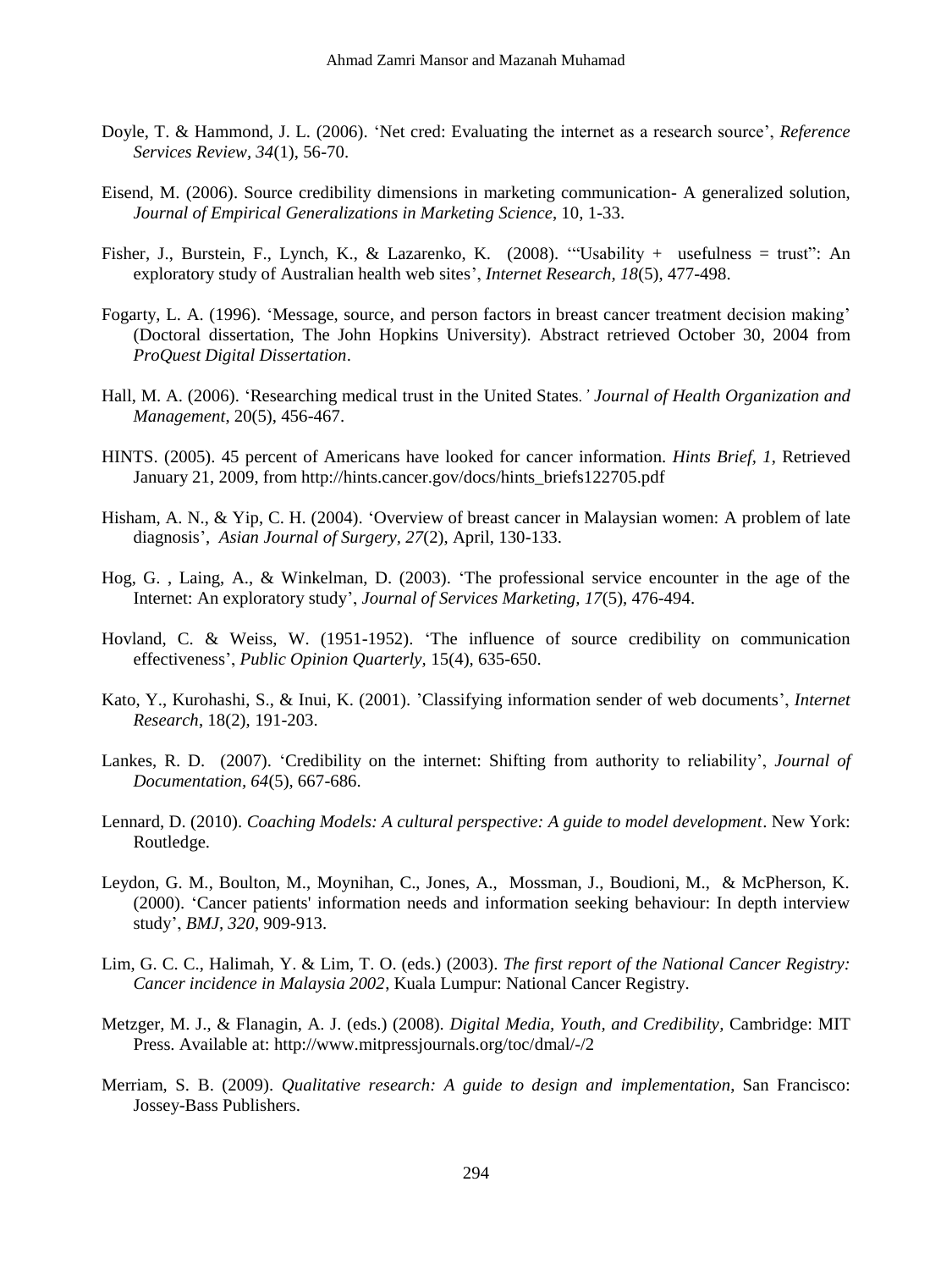Doyle, T. & Hammond, J. L. (2006). 'Net cred: Evaluating the internet as a research source', *Reference Services Review, 34*(1), 56-70.

Eisend, M. (2006). Source credibility dimensions in marketing communication- A generalized solution, *Journal of Empirical Generalizations in Marketing Science*, 10, 1-33.

Fisher, J., Burstein, F., Lynch, K., & Lazarenko, K. (2008). '"Usability + usefulness = trust": An exploratory study of Australian health web sites', *Internet Research, 18*(5), 477-498.

Fogarty, L. A. (1996). 'Message, source, and person factors in breast cancer treatment decision making' (Doctoral dissertation, The John Hopkins University). Abstract retrieved October 30, 2004 from *ProQuest Digital Dissertation*.

Hall, M. A. (2006). 'Researching medical trust in the United States*.' Journal of Health Organization and Management*, 20(5), 456-467.

HINTS. (2005). 45 percent of Americans have looked for cancer information. *Hints Brief, 1*, Retrieved January 21, 2009, from http://hints.cancer.gov/docs/hints_briefs122705.pdf

Hisham, A. N., & Yip, C. H. (2004). 'Overview of breast cancer in Malaysian women: A problem of late diagnosis', *Asian Journal of Surgery, 27*(2), April, 130-133.

Hog, G. , Laing, A., & Winkelman, D. (2003). 'The professional service encounter in the age of the Internet: An exploratory study', *Journal of Services Marketing, 17*(5), 476-494.

Hovland, C. & Weiss, W. (1951-1952). 'The influence of source credibility on communication effectiveness', *Public Opinion Quarterly*, 15(4), 635-650.

Kato, Y., Kurohashi, S., & Inui, K. (2001). 'Classifying information sender of web documents', *Internet Research*, 18(2), 191-203.

Lankes, R. D. (2007). 'Credibility on the internet: Shifting from authority to reliability', *Journal of Documentation, 64*(5), 667-686.

Lennard, D. (2010). *Coaching Models: A cultural perspective: A guide to model development*. New York: Routledge.

Leydon, G. M., Boulton, M., Moynihan, C., Jones, A., Mossman, J., Boudioni, M., & McPherson, K. (2000). 'Cancer patients' information needs and information seeking behaviour: In depth interview study', *BMJ, 320*, 909-913.

Lim, G. C. C., Halimah, Y. & Lim, T. O. (eds.) (2003). *The first report of the National Cancer Registry: Cancer incidence in Malaysia 2002*, Kuala Lumpur: National Cancer Registry.

Metzger, M. J., & Flanagin, A. J. (eds.) (2008). *Digital Media, Youth, and Credibility*, Cambridge: MIT Press. Available at: http://www.mitpressjournals.org/toc/dmal/-/2

Merriam, S. B. (2009). *Qualitative research: A guide to design and implementation*, San Francisco: Jossey-Bass Publishers.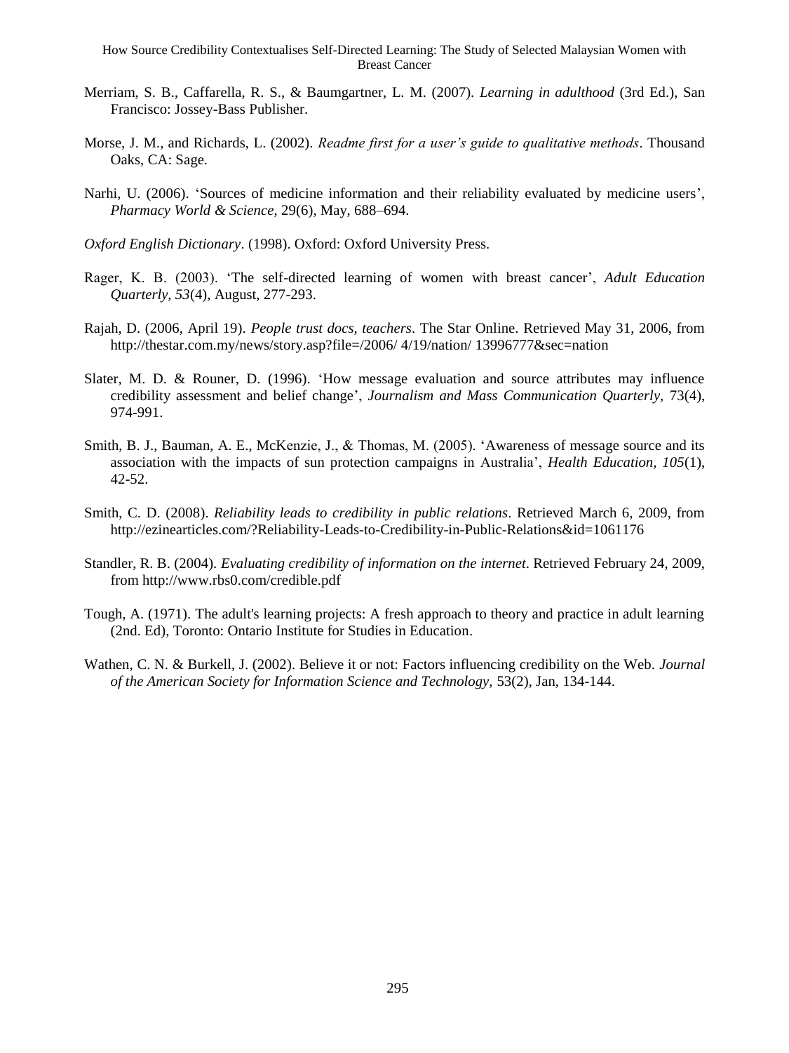Merriam, S. B., Caffarella, R. S., & Baumgartner, L. M. (2007). *Learning in adulthood* (3rd Ed.), San Francisco: Jossey-Bass Publisher.

Morse, J. M., and Richards, L. (2002). *Readme first for a user's guide to qualitative methods*. Thousand Oaks, CA: Sage.

Narhi, U. (2006). 'Sources of medicine information and their reliability evaluated by medicine users', *Pharmacy World & Science*, 29(6), May, 688–694.

*Oxford English Dictionary*. (1998). Oxford: Oxford University Press.

Rager, K. B. (2003). 'The self-directed learning of women with breast cancer', *Adult Education Quarterly, 53*(4), August, 277-293.

Rajah, D. (2006, April 19). *People trust docs, teachers*. The Star Online. Retrieved May 31, 2006, from http://thestar.com.my/news/story.asp?file=/2006/ 4/19/nation/ 13996777&sec=nation

Slater, M. D. & Rouner, D. (1996). 'How message evaluation and source attributes may influence credibility assessment and belief change', *Journalism and Mass Communication Quarterly*, 73(4), 974-991.

Smith, B. J., Bauman, A. E., McKenzie, J., & Thomas, M. (2005). 'Awareness of message source and its association with the impacts of sun protection campaigns in Australia', *Health Education*, *105*(1), 42-52.

Smith, C. D. (2008). *Reliability leads to credibility in public relations*. Retrieved March 6, 2009, from http://ezinearticles.com/?Reliability-Leads-to-Credibility-in-Public-Relations&id=1061176

Standler, R. B. (2004). *Evaluating credibility of information on the internet*. Retrieved February 24, 2009, from http://www.rbs0.com/credible.pdf

Tough, A. (1971). The adult's learning projects: A fresh approach to theory and practice in adult learning (2nd. Ed), Toronto: Ontario Institute for Studies in Education.

Wathen, C. N. & Burkell, J. (2002). Believe it or not: Factors influencing credibility on the Web. *Journal of the American Society for Information Science and Technology*, 53(2), Jan, 134-144.